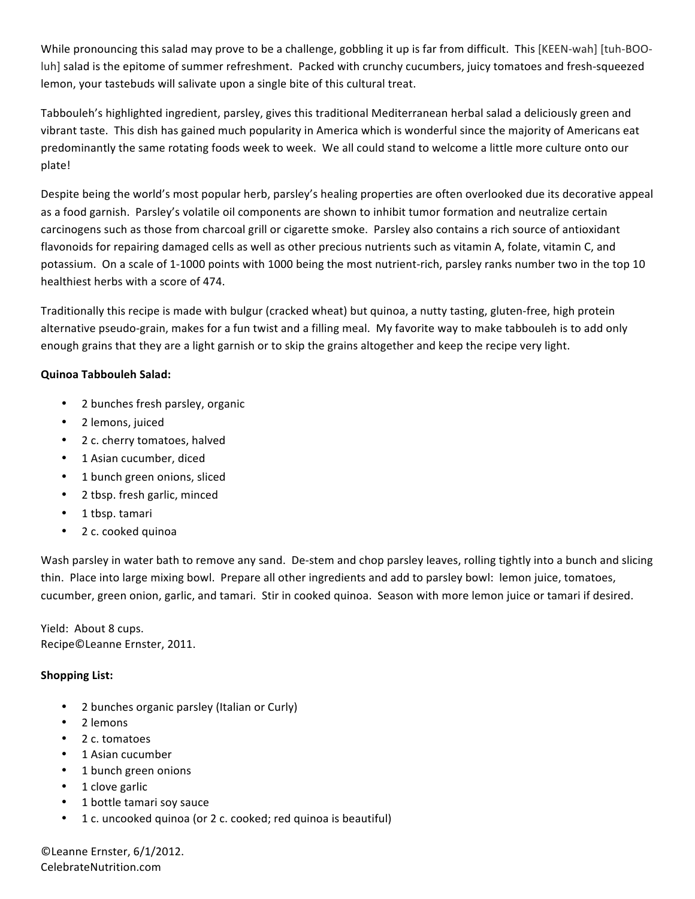While pronouncing this salad may prove to be a challenge, gobbling it up is far from difficult. This [KEEN-wah] [tuh-BOO-luh] salad is the epitome of summer refreshment. Packed with crunchy cucumbers, juicy tomatoes and fresh-squeezed lemon, your tastebuds will salivate upon a single bite of this cultural treat.

Tabbouleh's highlighted ingredient, parsley, gives this traditional Mediterranean herbal salad a deliciously green and vibrant taste. This dish has gained much popularity in America which is wonderful since the majority of Americans eat predominantly the same rotating foods week to week. We all could stand to welcome a little more culture onto our plate!

Despite being the world's most popular herb, parsley's healing properties are often overlooked due its decorative appeal as a food garnish. Parsley's volatile oil components are shown to inhibit tumor formation and neutralize certain carcinogens such as those from charcoal grill or cigarette smoke. Parsley also contains a rich source of antioxidant flavonoids for repairing damaged cells as well as other precious nutrients such as vitamin A, folate, vitamin C, and potassium. On a scale of 1-1000 points with 1000 being the most nutrient-rich, parsley ranks number two in the top 10 healthiest herbs with a score of 474.

Traditionally this recipe is made with bulgur (cracked wheat) but quinoa, a nutty tasting, gluten-free, high protein alternative pseudo-grain, makes for a fun twist and a filling meal. My favorite way to make tabbouleh is to add only enough grains that they are a light garnish or to skip the grains altogether and keep the recipe very light.

**Quinoa Tabbouleh Salad:**

- 2 bunches fresh parsley, organic
- 2 lemons, juiced
- 2 c. cherry tomatoes, halved
- 1 Asian cucumber, diced
- 1 bunch green onions, sliced
- 2 tbsp. fresh garlic, minced
- 1 tbsp. tamari
- 2 c. cooked quinoa

Wash parsley in water bath to remove any sand. De-stem and chop parsley leaves, rolling tightly into a bunch and slicing thin. Place into large mixing bowl. Prepare all other ingredients and add to parsley bowl: lemon juice, tomatoes, cucumber, green onion, garlic, and tamari. Stir in cooked quinoa. Season with more lemon juice or tamari if desired.

Yield: About 8 cups.
Recipe©Leanne Ernster, 2011.

**Shopping List:**

- 2 bunches organic parsley (Italian or Curly)
- 2 lemons
- 2 c. tomatoes
- 1 Asian cucumber
- 1 bunch green onions
- 1 clove garlic
- 1 bottle tamari soy sauce
- 1 c. uncooked quinoa (or 2 c. cooked; red quinoa is beautiful)

©Leanne Ernster, 6/1/2012.
CelebrateNutrition.com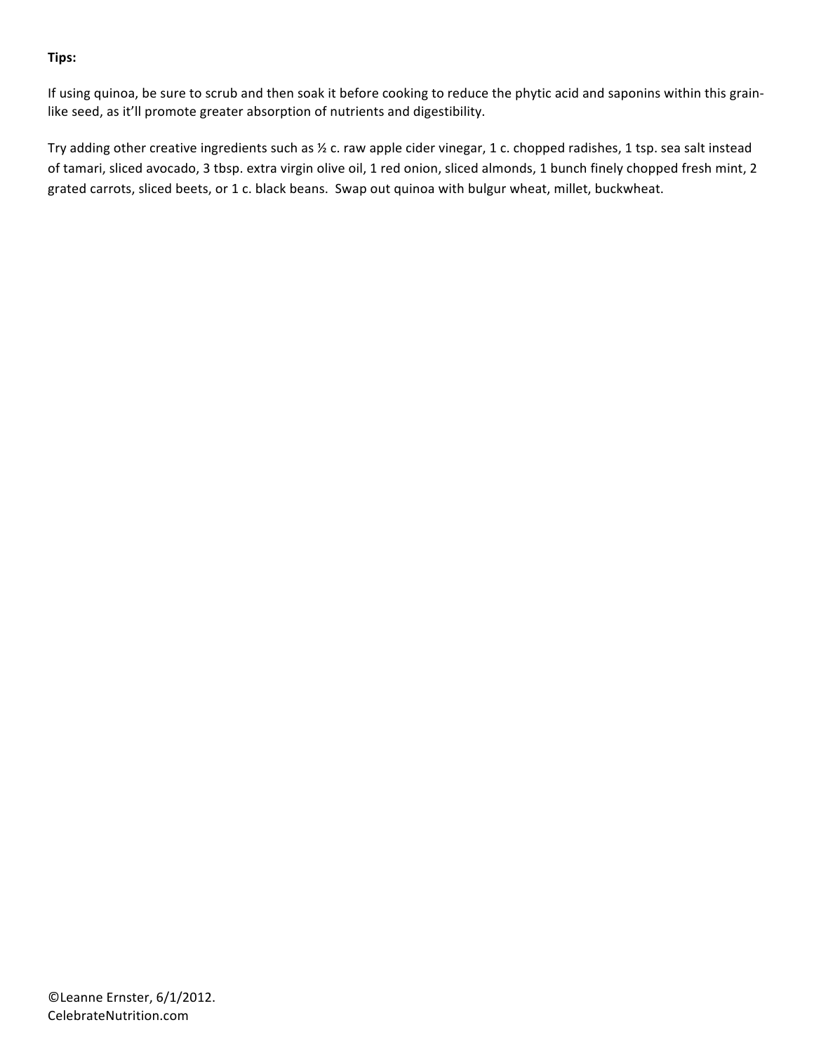**Tips:**

If using quinoa, be sure to scrub and then soak it before cooking to reduce the phytic acid and saponins within this grain-like seed, as it'll promote greater absorption of nutrients and digestibility.

Try adding other creative ingredients such as ½ c. raw apple cider vinegar, 1 c. chopped radishes, 1 tsp. sea salt instead of tamari, sliced avocado, 3 tbsp. extra virgin olive oil, 1 red onion, sliced almonds, 1 bunch finely chopped fresh mint, 2 grated carrots, sliced beets, or 1 c. black beans. Swap out quinoa with bulgur wheat, millet, buckwheat.

©Leanne Ernster, 6/1/2012.
CelebrateNutrition.com